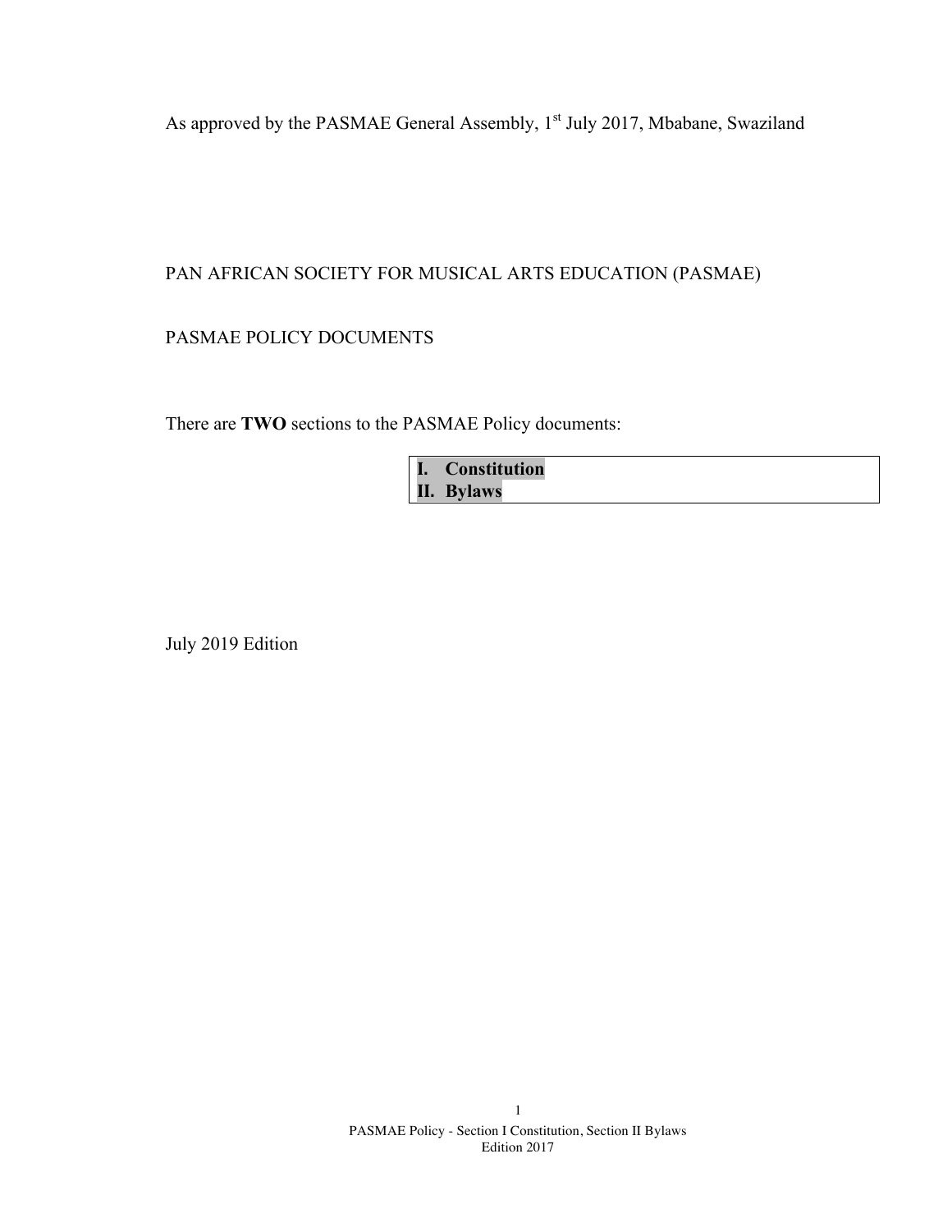As approved by the PASMAE General Assembly, 1st July 2017, Mbabane, Swaziland

PAN AFRICAN SOCIETY FOR MUSICAL ARTS EDUCATION (PASMAE)

PASMAE POLICY DOCUMENTS

There are **TWO** sections to the PASMAE Policy documents:

**I. Constitution**
**II. Bylaws**

July 2019 Edition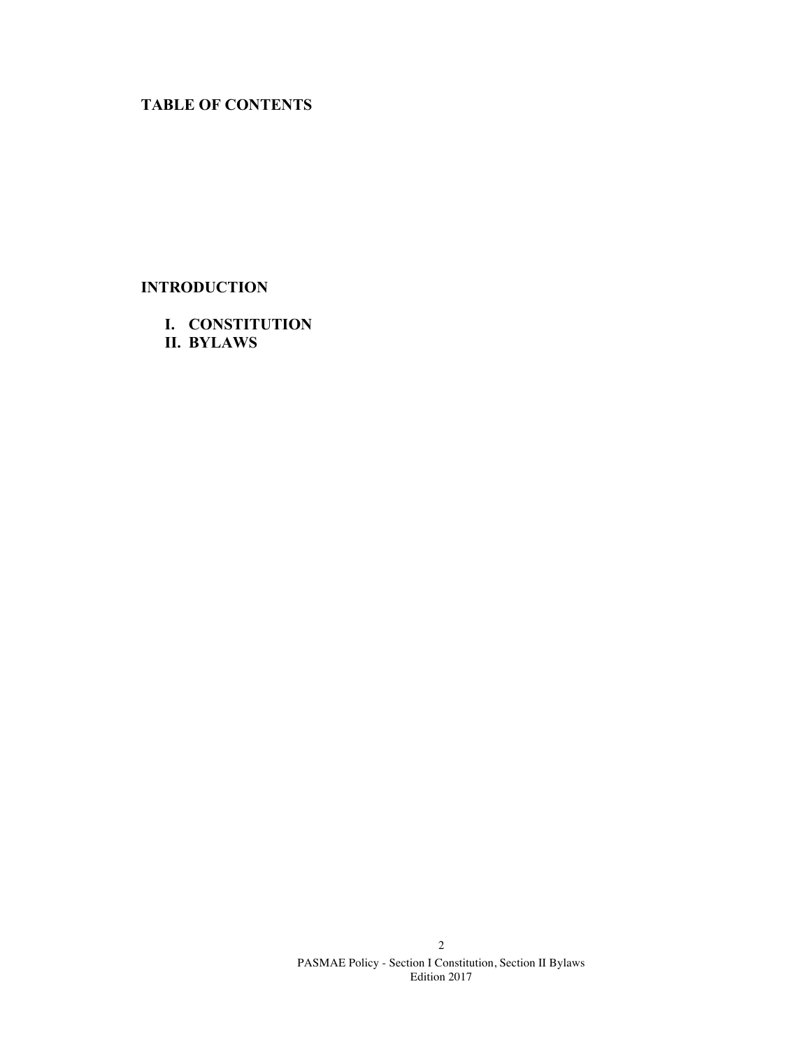## TABLE OF CONTENTS

## INTRODUCTION

I. CONSTITUTION
II. BYLAWS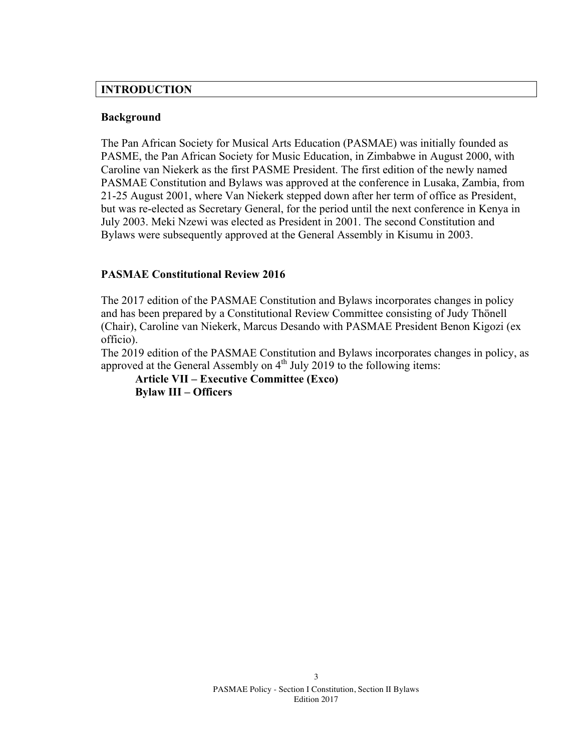## INTRODUCTION

### Background

The Pan African Society for Musical Arts Education (PASMAE) was initially founded as PASME, the Pan African Society for Music Education, in Zimbabwe in August 2000, with Caroline van Niekerk as the first PASME President. The first edition of the newly named PASMAE Constitution and Bylaws was approved at the conference in Lusaka, Zambia, from 21-25 August 2001, where Van Niekerk stepped down after her term of office as President, but was re-elected as Secretary General, for the period until the next conference in Kenya in July 2003. Meki Nzewi was elected as President in 2001. The second Constitution and Bylaws were subsequently approved at the General Assembly in Kisumu in 2003.

### PASMAE Constitutional Review 2016

The 2017 edition of the PASMAE Constitution and Bylaws incorporates changes in policy and has been prepared by a Constitutional Review Committee consisting of Judy Thönell (Chair), Caroline van Niekerk, Marcus Desando with PASMAE President Benon Kigozi (ex officio).

The 2019 edition of the PASMAE Constitution and Bylaws incorporates changes in policy, as approved at the General Assembly on 4th July 2019 to the following items:

**Article VII – Executive Committee (Exco)**
**Bylaw III – Officers**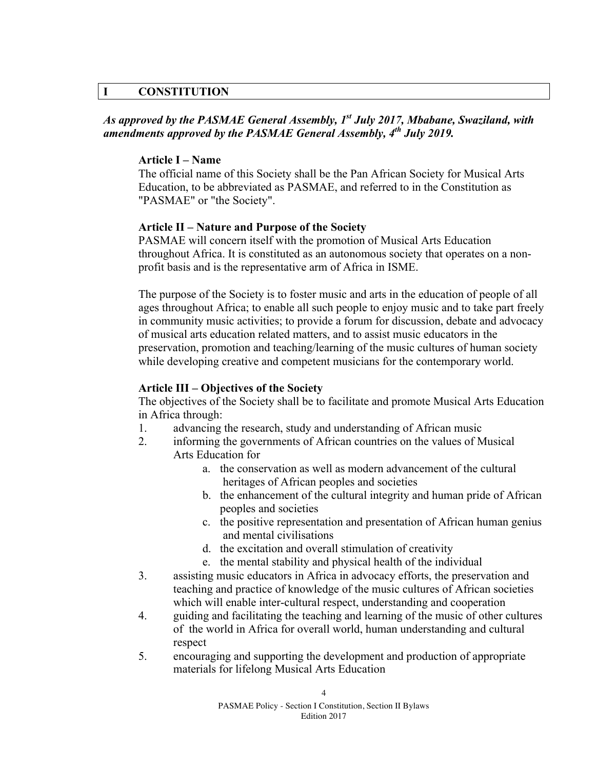# I CONSTITUTION

***As approved by the PASMAE General Assembly, 1st July 2017, Mbabane, Swaziland, with amendments approved by the PASMAE General Assembly, 4th July 2019.***

### Article I – Name

The official name of this Society shall be the Pan African Society for Musical Arts Education, to be abbreviated as PASMAE, and referred to in the Constitution as "PASMAE" or "the Society".

### Article II – Nature and Purpose of the Society

PASMAE will concern itself with the promotion of Musical Arts Education throughout Africa. It is constituted as an autonomous society that operates on a non-profit basis and is the representative arm of Africa in ISME.

The purpose of the Society is to foster music and arts in the education of people of all ages throughout Africa; to enable all such people to enjoy music and to take part freely in community music activities; to provide a forum for discussion, debate and advocacy of musical arts education related matters, and to assist music educators in the preservation, promotion and teaching/learning of the music cultures of human society while developing creative and competent musicians for the contemporary world.

### Article III – Objectives of the Society

The objectives of the Society shall be to facilitate and promote Musical Arts Education in Africa through:

1. advancing the research, study and understanding of African music
2. informing the governments of African countries on the values of Musical Arts Education for
    a. the conservation as well as modern advancement of the cultural heritages of African peoples and societies
    b. the enhancement of the cultural integrity and human pride of African peoples and societies
    c. the positive representation and presentation of African human genius and mental civilisations
    d. the excitation and overall stimulation of creativity
    e. the mental stability and physical health of the individual
3. assisting music educators in Africa in advocacy efforts, the preservation and teaching and practice of knowledge of the music cultures of African societies which will enable inter-cultural respect, understanding and cooperation
4. guiding and facilitating the teaching and learning of the music of other cultures of the world in Africa for overall world, human understanding and cultural respect
5. encouraging and supporting the development and production of appropriate materials for lifelong Musical Arts Education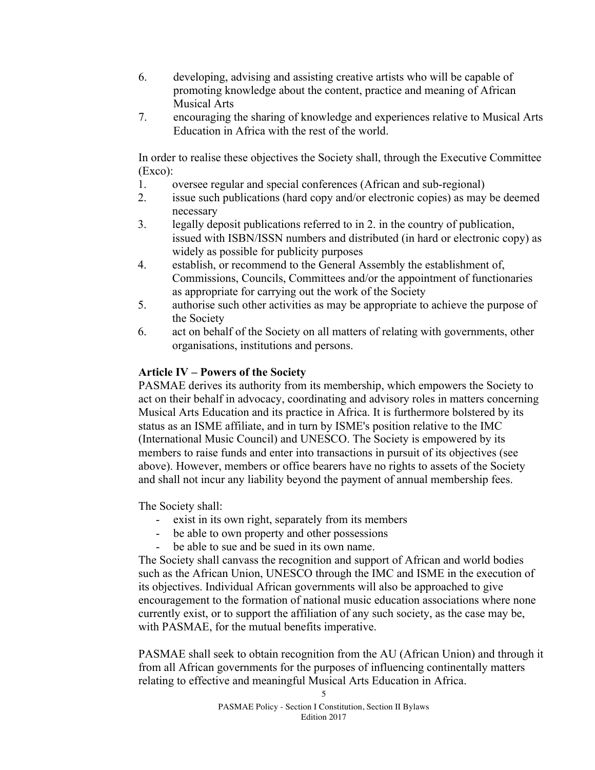6. developing, advising and assisting creative artists who will be capable of promoting knowledge about the content, practice and meaning of African Musical Arts
7. encouraging the sharing of knowledge and experiences relative to Musical Arts Education in Africa with the rest of the world.

In order to realise these objectives the Society shall, through the Executive Committee (Exco):

1. oversee regular and special conferences (African and sub-regional)
2. issue such publications (hard copy and/or electronic copies) as may be deemed necessary
3. legally deposit publications referred to in 2. in the country of publication, issued with ISBN/ISSN numbers and distributed (in hard or electronic copy) as widely as possible for publicity purposes
4. establish, or recommend to the General Assembly the establishment of, Commissions, Councils, Committees and/or the appointment of functionaries as appropriate for carrying out the work of the Society
5. authorise such other activities as may be appropriate to achieve the purpose of the Society
6. act on behalf of the Society on all matters of relating with governments, other organisations, institutions and persons.

**Article IV – Powers of the Society**

PASMAE derives its authority from its membership, which empowers the Society to act on their behalf in advocacy, coordinating and advisory roles in matters concerning Musical Arts Education and its practice in Africa. It is furthermore bolstered by its status as an ISME affiliate, and in turn by ISME's position relative to the IMC (International Music Council) and UNESCO. The Society is empowered by its members to raise funds and enter into transactions in pursuit of its objectives (see above). However, members or office bearers have no rights to assets of the Society and shall not incur any liability beyond the payment of annual membership fees.

The Society shall:

- exist in its own right, separately from its members
- be able to own property and other possessions
- be able to sue and be sued in its own name.

The Society shall canvass the recognition and support of African and world bodies such as the African Union, UNESCO through the IMC and ISME in the execution of its objectives. Individual African governments will also be approached to give encouragement to the formation of national music education associations where none currently exist, or to support the affiliation of any such society, as the case may be, with PASMAE, for the mutual benefits imperative.

PASMAE shall seek to obtain recognition from the AU (African Union) and through it from all African governments for the purposes of influencing continentally matters relating to effective and meaningful Musical Arts Education in Africa.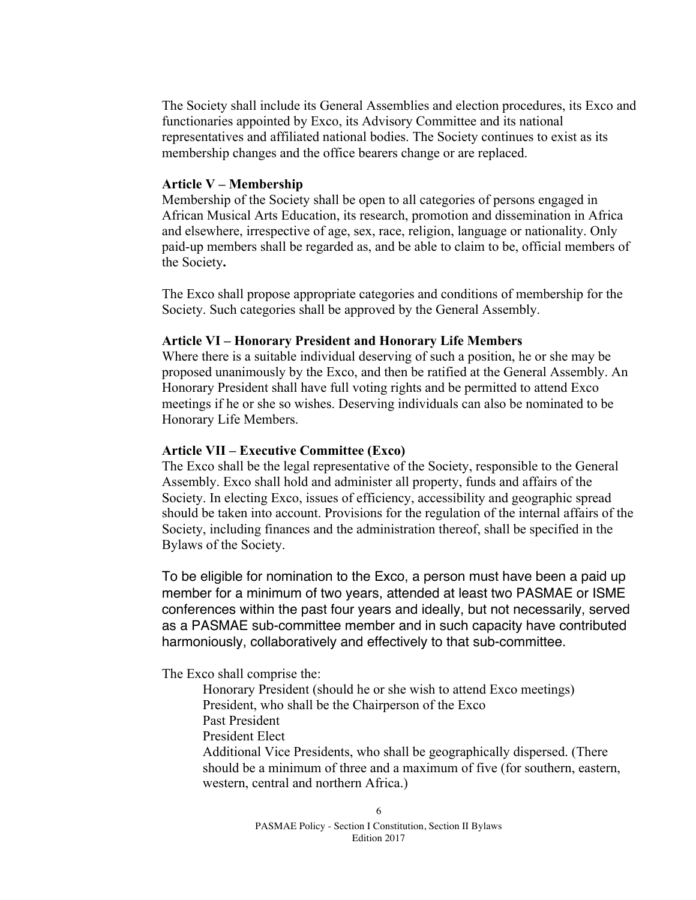The Society shall include its General Assemblies and election procedures, its Exco and functionaries appointed by Exco, its Advisory Committee and its national representatives and affiliated national bodies. The Society continues to exist as its membership changes and the office bearers change or are replaced.

**Article V – Membership**

Membership of the Society shall be open to all categories of persons engaged in African Musical Arts Education, its research, promotion and dissemination in Africa and elsewhere, irrespective of age, sex, race, religion, language or nationality. Only paid-up members shall be regarded as, and be able to claim to be, official members of the Society**.**

The Exco shall propose appropriate categories and conditions of membership for the Society. Such categories shall be approved by the General Assembly.

**Article VI – Honorary President and Honorary Life Members**

Where there is a suitable individual deserving of such a position, he or she may be proposed unanimously by the Exco, and then be ratified at the General Assembly. An Honorary President shall have full voting rights and be permitted to attend Exco meetings if he or she so wishes. Deserving individuals can also be nominated to be Honorary Life Members.

**Article VII – Executive Committee (Exco)**

The Exco shall be the legal representative of the Society, responsible to the General Assembly. Exco shall hold and administer all property, funds and affairs of the Society. In electing Exco, issues of efficiency, accessibility and geographic spread should be taken into account. Provisions for the regulation of the internal affairs of the Society, including finances and the administration thereof, shall be specified in the Bylaws of the Society.

To be eligible for nomination to the Exco, a person must have been a paid up member for a minimum of two years, attended at least two PASMAE or ISME conferences within the past four years and ideally, but not necessarily, served as a PASMAE sub-committee member and in such capacity have contributed harmoniously, collaboratively and effectively to that sub-committee.

The Exco shall comprise the:

- Honorary President (should he or she wish to attend Exco meetings)
- President, who shall be the Chairperson of the Exco
- Past President
- President Elect
- Additional Vice Presidents, who shall be geographically dispersed. (There should be a minimum of three and a maximum of five (for southern, eastern, western, central and northern Africa.)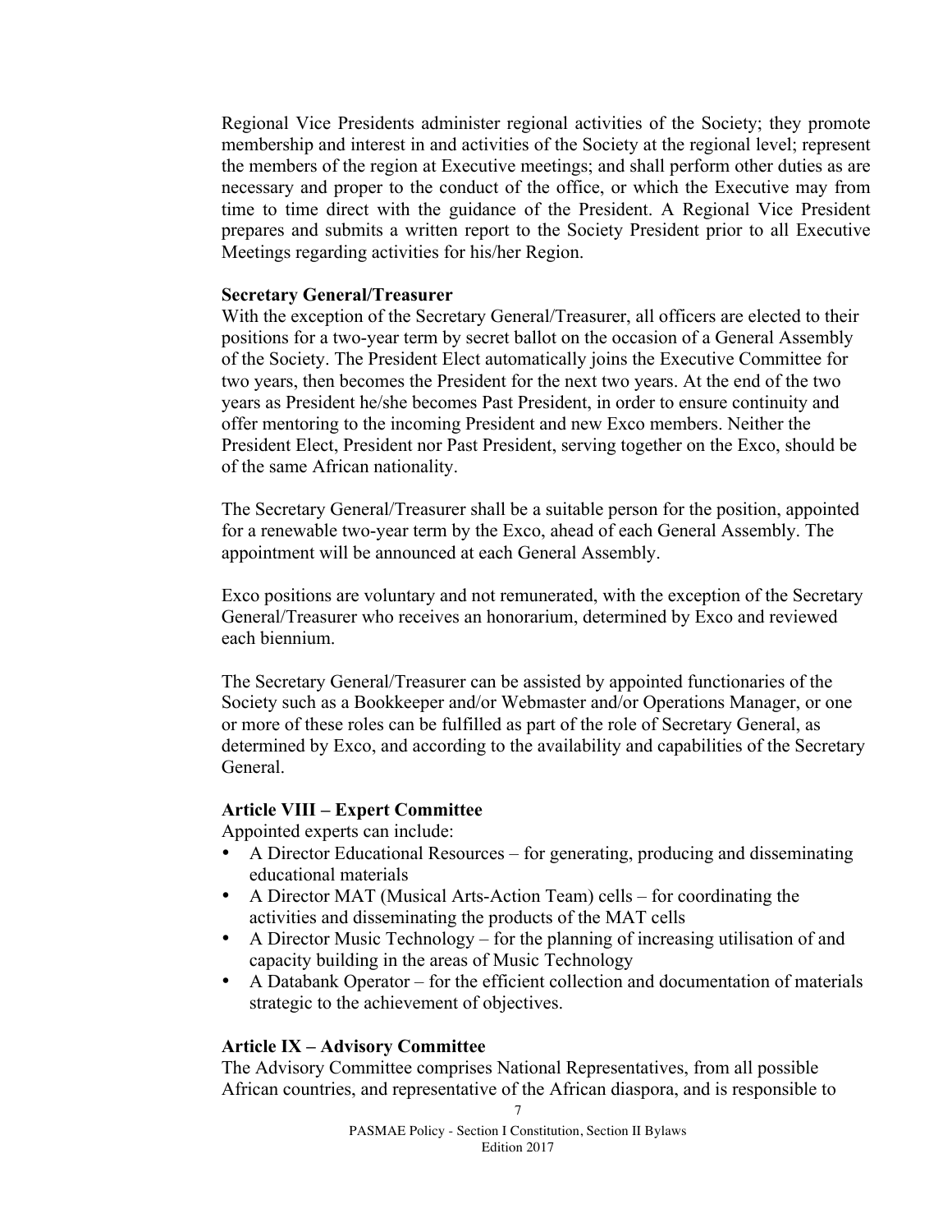Regional Vice Presidents administer regional activities of the Society; they promote membership and interest in and activities of the Society at the regional level; represent the members of the region at Executive meetings; and shall perform other duties as are necessary and proper to the conduct of the office, or which the Executive may from time to time direct with the guidance of the President. A Regional Vice President prepares and submits a written report to the Society President prior to all Executive Meetings regarding activities for his/her Region.

**Secretary General/Treasurer**

With the exception of the Secretary General/Treasurer, all officers are elected to their positions for a two-year term by secret ballot on the occasion of a General Assembly of the Society. The President Elect automatically joins the Executive Committee for two years, then becomes the President for the next two years. At the end of the two years as President he/she becomes Past President, in order to ensure continuity and offer mentoring to the incoming President and new Exco members. Neither the President Elect, President nor Past President, serving together on the Exco, should be of the same African nationality.

The Secretary General/Treasurer shall be a suitable person for the position, appointed for a renewable two-year term by the Exco, ahead of each General Assembly. The appointment will be announced at each General Assembly.

Exco positions are voluntary and not remunerated, with the exception of the Secretary General/Treasurer who receives an honorarium, determined by Exco and reviewed each biennium.

The Secretary General/Treasurer can be assisted by appointed functionaries of the Society such as a Bookkeeper and/or Webmaster and/or Operations Manager, or one or more of these roles can be fulfilled as part of the role of Secretary General, as determined by Exco, and according to the availability and capabilities of the Secretary General.

### Article VIII – Expert Committee

Appointed experts can include:

- A Director Educational Resources – for generating, producing and disseminating educational materials
- A Director MAT (Musical Arts-Action Team) cells – for coordinating the activities and disseminating the products of the MAT cells
- A Director Music Technology – for the planning of increasing utilisation of and capacity building in the areas of Music Technology
- A Databank Operator – for the efficient collection and documentation of materials strategic to the achievement of objectives.

### Article IX – Advisory Committee

The Advisory Committee comprises National Representatives, from all possible African countries, and representative of the African diaspora, and is responsible to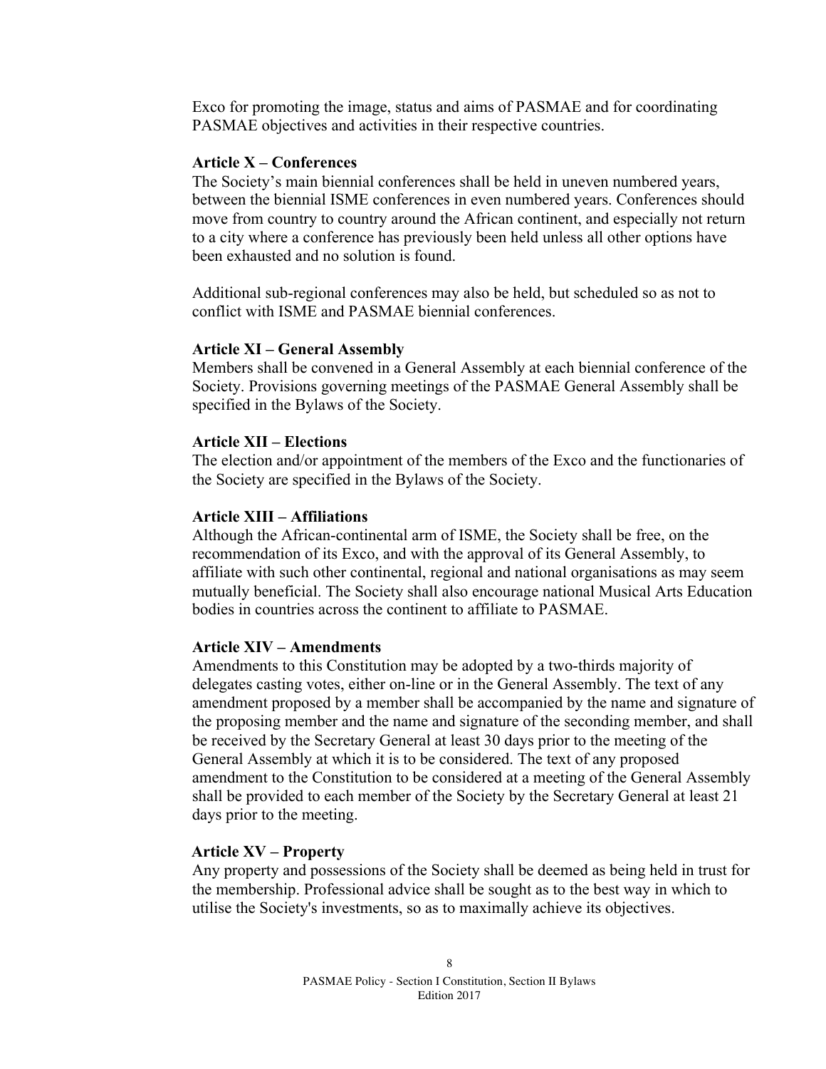Exco for promoting the image, status and aims of PASMAE and for coordinating PASMAE objectives and activities in their respective countries.

**Article X – Conferences**

The Society's main biennial conferences shall be held in uneven numbered years, between the biennial ISME conferences in even numbered years. Conferences should move from country to country around the African continent, and especially not return to a city where a conference has previously been held unless all other options have been exhausted and no solution is found.

Additional sub-regional conferences may also be held, but scheduled so as not to conflict with ISME and PASMAE biennial conferences.

**Article XI – General Assembly**

Members shall be convened in a General Assembly at each biennial conference of the Society. Provisions governing meetings of the PASMAE General Assembly shall be specified in the Bylaws of the Society.

**Article XII – Elections**

The election and/or appointment of the members of the Exco and the functionaries of the Society are specified in the Bylaws of the Society.

**Article XIII – Affiliations**

Although the African-continental arm of ISME, the Society shall be free, on the recommendation of its Exco, and with the approval of its General Assembly, to affiliate with such other continental, regional and national organisations as may seem mutually beneficial. The Society shall also encourage national Musical Arts Education bodies in countries across the continent to affiliate to PASMAE.

**Article XIV – Amendments**

Amendments to this Constitution may be adopted by a two-thirds majority of delegates casting votes, either on-line or in the General Assembly. The text of any amendment proposed by a member shall be accompanied by the name and signature of the proposing member and the name and signature of the seconding member, and shall be received by the Secretary General at least 30 days prior to the meeting of the General Assembly at which it is to be considered. The text of any proposed amendment to the Constitution to be considered at a meeting of the General Assembly shall be provided to each member of the Society by the Secretary General at least 21 days prior to the meeting.

**Article XV – Property**

Any property and possessions of the Society shall be deemed as being held in trust for the membership. Professional advice shall be sought as to the best way in which to utilise the Society's investments, so as to maximally achieve its objectives.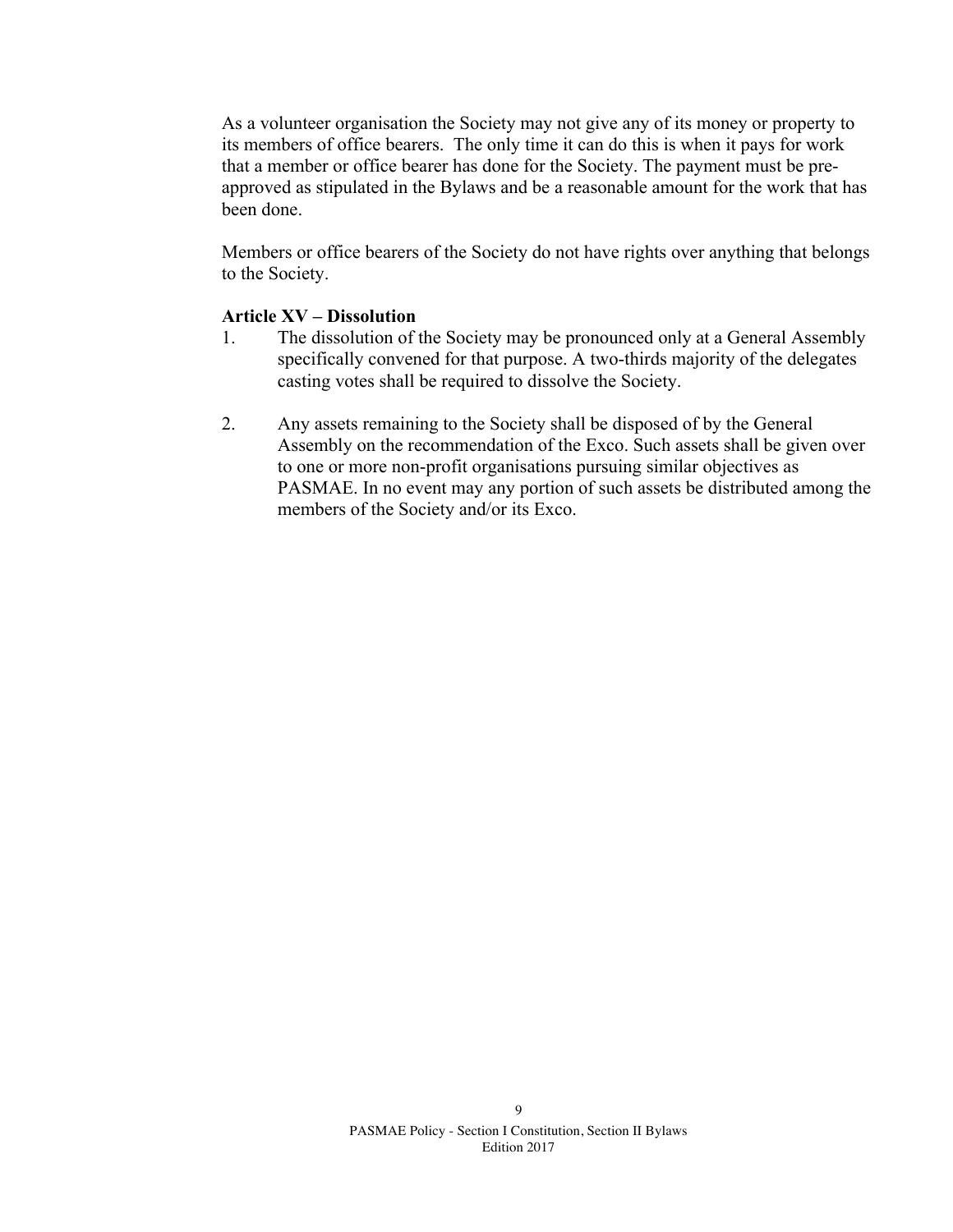As a volunteer organisation the Society may not give any of its money or property to its members of office bearers. The only time it can do this is when it pays for work that a member or office bearer has done for the Society. The payment must be pre-approved as stipulated in the Bylaws and be a reasonable amount for the work that has been done.

Members or office bearers of the Society do not have rights over anything that belongs to the Society.

**Article XV – Dissolution**

1. The dissolution of the Society may be pronounced only at a General Assembly specifically convened for that purpose. A two-thirds majority of the delegates casting votes shall be required to dissolve the Society.

2. Any assets remaining to the Society shall be disposed of by the General Assembly on the recommendation of the Exco. Such assets shall be given over to one or more non-profit organisations pursuing similar objectives as PASMAE. In no event may any portion of such assets be distributed among the members of the Society and/or its Exco.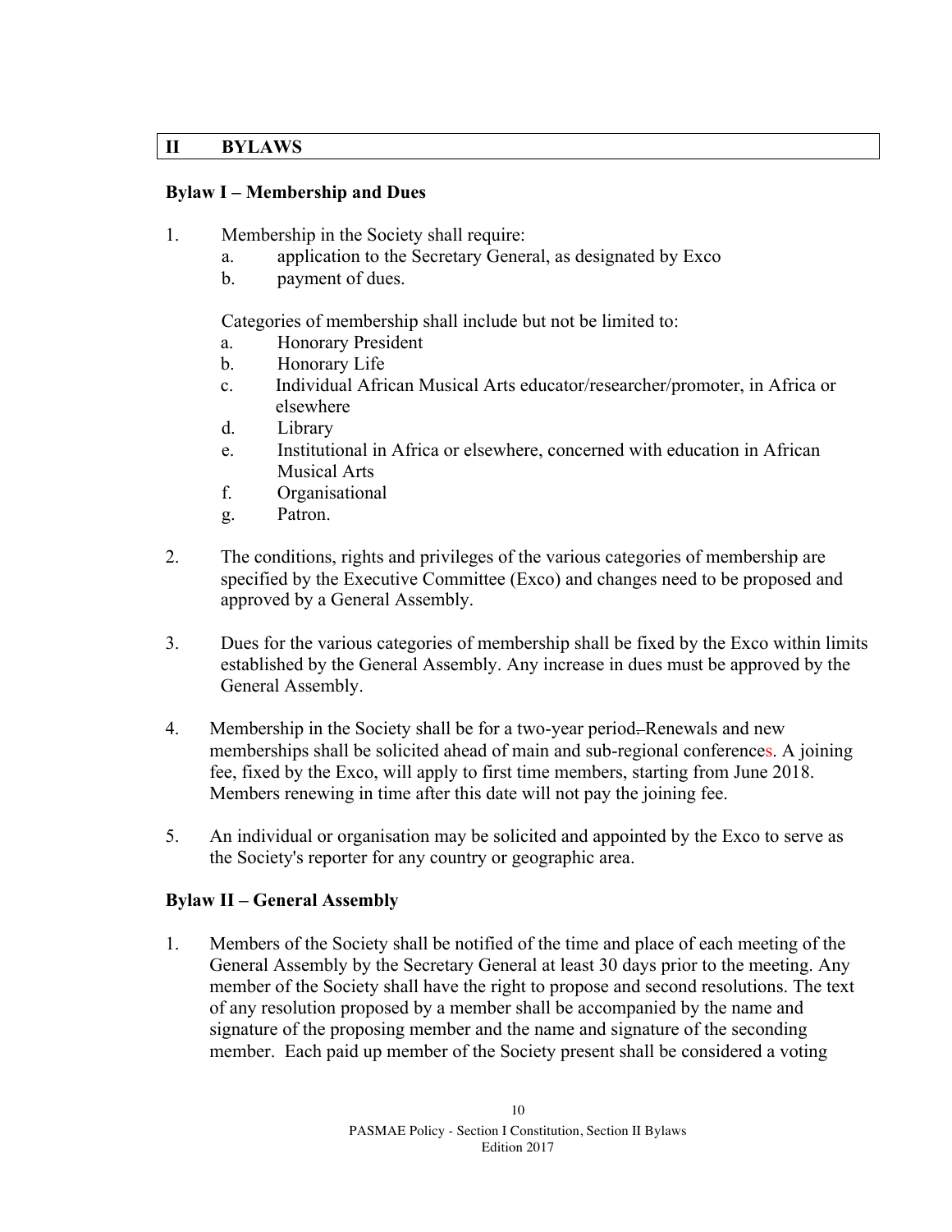## II BYLAWS

### Bylaw I – Membership and Dues

1. Membership in the Society shall require:
   a. application to the Secretary General, as designated by Exco
   b. payment of dues.

   Categories of membership shall include but not be limited to:
   a. Honorary President
   b. Honorary Life
   c. Individual African Musical Arts educator/researcher/promoter, in Africa or elsewhere
   d. Library
   e. Institutional in Africa or elsewhere, concerned with education in African Musical Arts
   f. Organisational
   g. Patron.

2. The conditions, rights and privileges of the various categories of membership are specified by the Executive Committee (Exco) and changes need to be proposed and approved by a General Assembly.

3. Dues for the various categories of membership shall be fixed by the Exco within limits established by the General Assembly. Any increase in dues must be approved by the General Assembly.

4. Membership in the Society shall be for a two-year period. Renewals and new memberships shall be solicited ahead of main and sub-regional conferences. A joining fee, fixed by the Exco, will apply to first time members, starting from June 2018. Members renewing in time after this date will not pay the joining fee.

5. An individual or organisation may be solicited and appointed by the Exco to serve as the Society's reporter for any country or geographic area.

### Bylaw II – General Assembly

1. Members of the Society shall be notified of the time and place of each meeting of the General Assembly by the Secretary General at least 30 days prior to the meeting. Any member of the Society shall have the right to propose and second resolutions. The text of any resolution proposed by a member shall be accompanied by the name and signature of the proposing member and the name and signature of the seconding member. Each paid up member of the Society present shall be considered a voting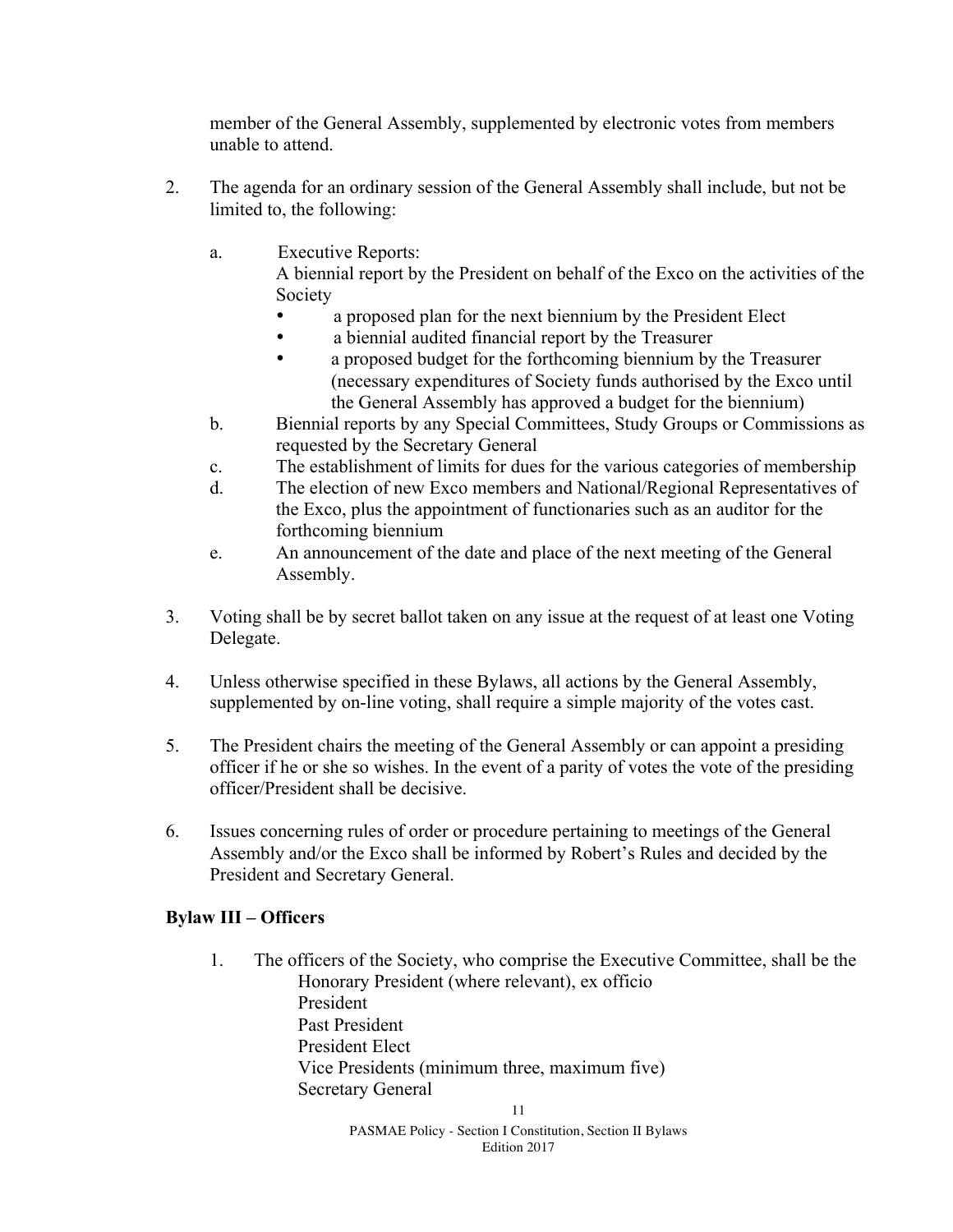member of the General Assembly, supplemented by electronic votes from members unable to attend.

2. The agenda for an ordinary session of the General Assembly shall include, but not be limited to, the following:

   a. Executive Reports:
      A biennial report by the President on behalf of the Exco on the activities of the Society
      - a proposed plan for the next biennium by the President Elect
      - a biennial audited financial report by the Treasurer
      - a proposed budget for the forthcoming biennium by the Treasurer (necessary expenditures of Society funds authorised by the Exco until the General Assembly has approved a budget for the biennium)

   b. Biennial reports by any Special Committees, Study Groups or Commissions as requested by the Secretary General

   c. The establishment of limits for dues for the various categories of membership

   d. The election of new Exco members and National/Regional Representatives of the Exco, plus the appointment of functionaries such as an auditor for the forthcoming biennium

   e. An announcement of the date and place of the next meeting of the General Assembly.

3. Voting shall be by secret ballot taken on any issue at the request of at least one Voting Delegate.

4. Unless otherwise specified in these Bylaws, all actions by the General Assembly, supplemented by on-line voting, shall require a simple majority of the votes cast.

5. The President chairs the meeting of the General Assembly or can appoint a presiding officer if he or she so wishes. In the event of a parity of votes the vote of the presiding officer/President shall be decisive.

6. Issues concerning rules of order or procedure pertaining to meetings of the General Assembly and/or the Exco shall be informed by Robert's Rules and decided by the President and Secretary General.

**Bylaw III – Officers**

1. The officers of the Society, who comprise the Executive Committee, shall be the
   Honorary President (where relevant), ex officio
   President
   Past President
   President Elect
   Vice Presidents (minimum three, maximum five)
   Secretary General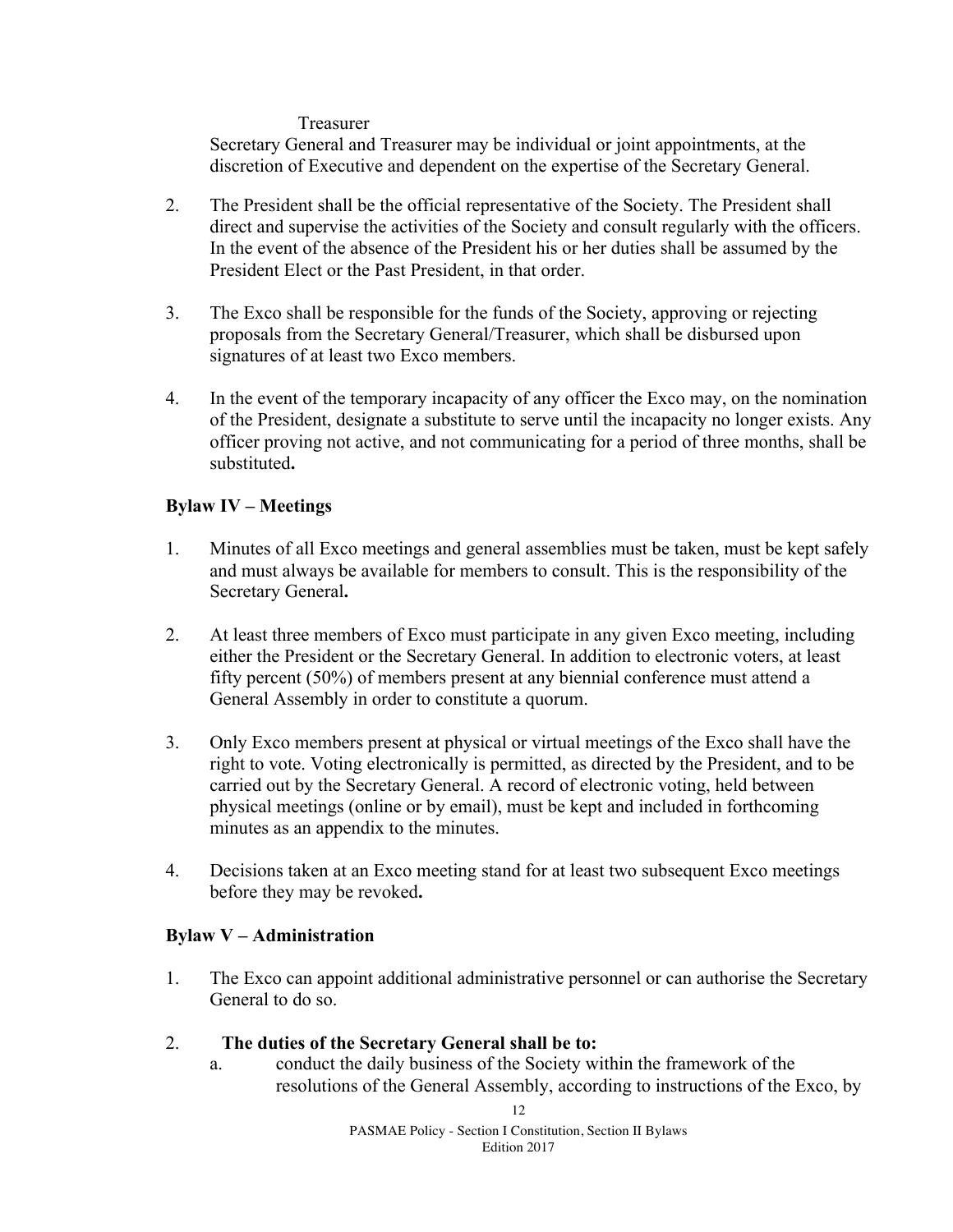Treasurer

Secretary General and Treasurer may be individual or joint appointments, at the discretion of Executive and dependent on the expertise of the Secretary General.

2. The President shall be the official representative of the Society. The President shall direct and supervise the activities of the Society and consult regularly with the officers. In the event of the absence of the President his or her duties shall be assumed by the President Elect or the Past President, in that order.

3. The Exco shall be responsible for the funds of the Society, approving or rejecting proposals from the Secretary General/Treasurer, which shall be disbursed upon signatures of at least two Exco members.

4. In the event of the temporary incapacity of any officer the Exco may, on the nomination of the President, designate a substitute to serve until the incapacity no longer exists. Any officer proving not active, and not communicating for a period of three months, shall be substituted**.**

**Bylaw IV – Meetings**

1. Minutes of all Exco meetings and general assemblies must be taken, must be kept safely and must always be available for members to consult. This is the responsibility of the Secretary General**.**

2. At least three members of Exco must participate in any given Exco meeting, including either the President or the Secretary General. In addition to electronic voters, at least fifty percent (50%) of members present at any biennial conference must attend a General Assembly in order to constitute a quorum.

3. Only Exco members present at physical or virtual meetings of the Exco shall have the right to vote. Voting electronically is permitted, as directed by the President, and to be carried out by the Secretary General. A record of electronic voting, held between physical meetings (online or by email), must be kept and included in forthcoming minutes as an appendix to the minutes.

4. Decisions taken at an Exco meeting stand for at least two subsequent Exco meetings before they may be revoked**.**

**Bylaw V – Administration**

1. The Exco can appoint additional administrative personnel or can authorise the Secretary General to do so.

2. **The duties of the Secretary General shall be to:**
   a. conduct the daily business of the Society within the framework of the resolutions of the General Assembly, according to instructions of the Exco, by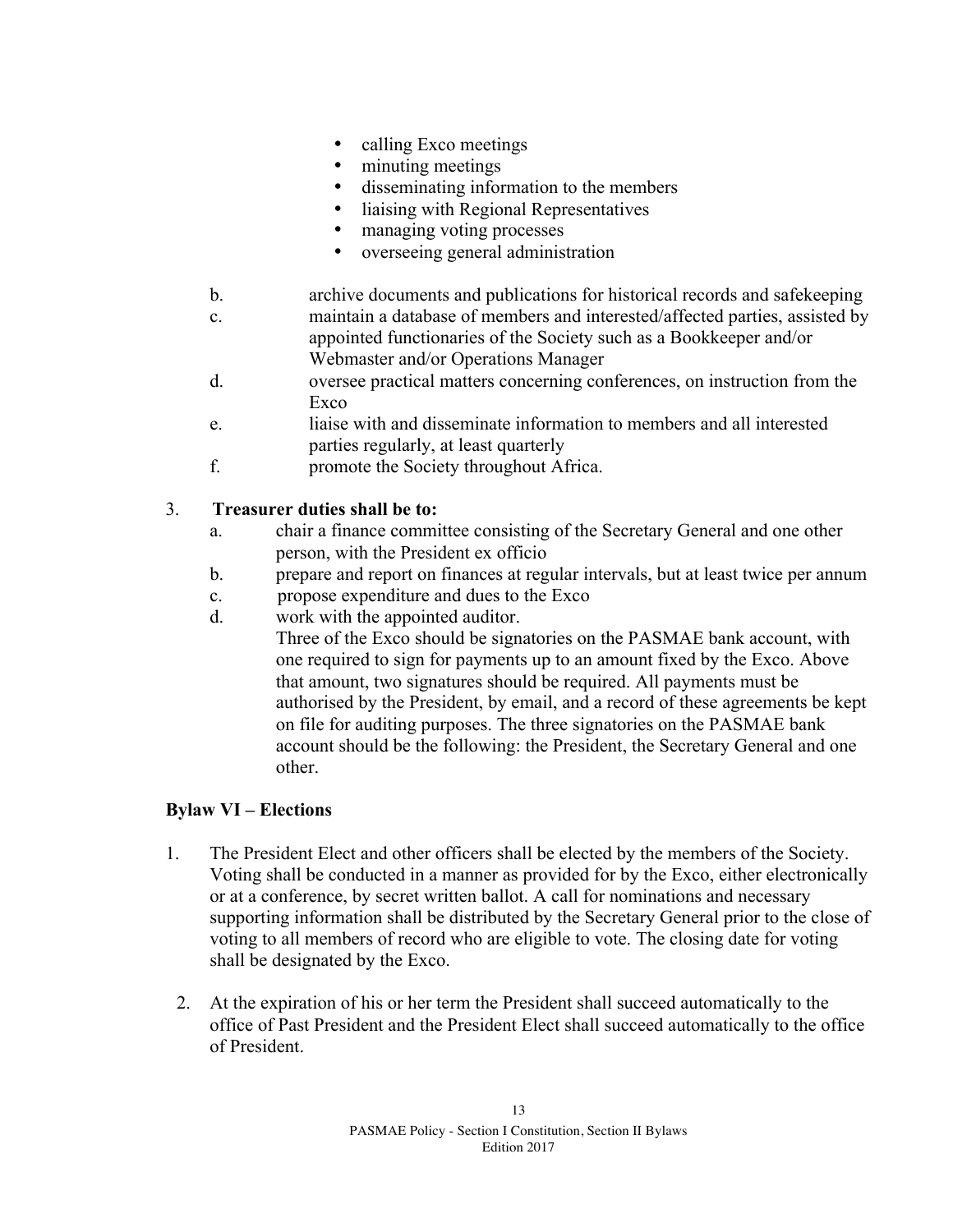- calling Exco meetings
- minuting meetings
- disseminating information to the members
- liaising with Regional Representatives
- managing voting processes
- overseeing general administration

b. archive documents and publications for historical records and safekeeping

c. maintain a database of members and interested/affected parties, assisted by appointed functionaries of the Society such as a Bookkeeper and/or Webmaster and/or Operations Manager

d. oversee practical matters concerning conferences, on instruction from the Exco

e. liaise with and disseminate information to members and all interested parties regularly, at least quarterly

f. promote the Society throughout Africa.

3. **Treasurer duties shall be to:**

   a. chair a finance committee consisting of the Secretary General and one other person, with the President ex officio

   b. prepare and report on finances at regular intervals, but at least twice per annum

   c. propose expenditure and dues to the Exco

   d. work with the appointed auditor.

   Three of the Exco should be signatories on the PASMAE bank account, with one required to sign for payments up to an amount fixed by the Exco. Above that amount, two signatures should be required. All payments must be authorised by the President, by email, and a record of these agreements be kept on file for auditing purposes. The three signatories on the PASMAE bank account should be the following: the President, the Secretary General and one other.

**Bylaw VI – Elections**

1. The President Elect and other officers shall be elected by the members of the Society. Voting shall be conducted in a manner as provided for by the Exco, either electronically or at a conference, by secret written ballot. A call for nominations and necessary supporting information shall be distributed by the Secretary General prior to the close of voting to all members of record who are eligible to vote. The closing date for voting shall be designated by the Exco.

2. At the expiration of his or her term the President shall succeed automatically to the office of Past President and the President Elect shall succeed automatically to the office of President.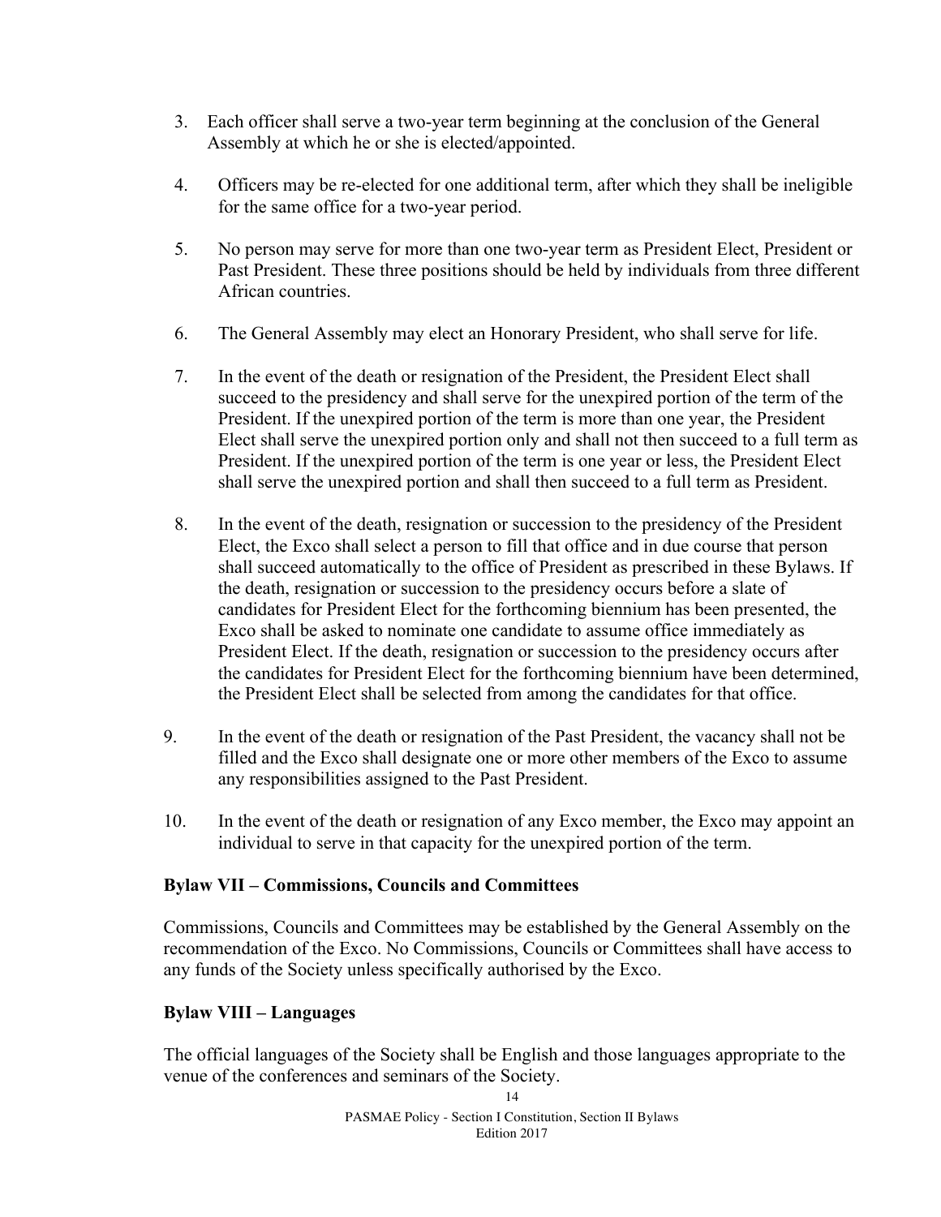3. Each officer shall serve a two-year term beginning at the conclusion of the General Assembly at which he or she is elected/appointed.

4. Officers may be re-elected for one additional term, after which they shall be ineligible for the same office for a two-year period.

5. No person may serve for more than one two-year term as President Elect, President or Past President. These three positions should be held by individuals from three different African countries.

6. The General Assembly may elect an Honorary President, who shall serve for life.

7. In the event of the death or resignation of the President, the President Elect shall succeed to the presidency and shall serve for the unexpired portion of the term of the President. If the unexpired portion of the term is more than one year, the President Elect shall serve the unexpired portion only and shall not then succeed to a full term as President. If the unexpired portion of the term is one year or less, the President Elect shall serve the unexpired portion and shall then succeed to a full term as President.

8. In the event of the death, resignation or succession to the presidency of the President Elect, the Exco shall select a person to fill that office and in due course that person shall succeed automatically to the office of President as prescribed in these Bylaws. If the death, resignation or succession to the presidency occurs before a slate of candidates for President Elect for the forthcoming biennium has been presented, the Exco shall be asked to nominate one candidate to assume office immediately as President Elect. If the death, resignation or succession to the presidency occurs after the candidates for President Elect for the forthcoming biennium have been determined, the President Elect shall be selected from among the candidates for that office.

9. In the event of the death or resignation of the Past President, the vacancy shall not be filled and the Exco shall designate one or more other members of the Exco to assume any responsibilities assigned to the Past President.

10. In the event of the death or resignation of any Exco member, the Exco may appoint an individual to serve in that capacity for the unexpired portion of the term.

### Bylaw VII – Commissions, Councils and Committees

Commissions, Councils and Committees may be established by the General Assembly on the recommendation of the Exco. No Commissions, Councils or Committees shall have access to any funds of the Society unless specifically authorised by the Exco.

### Bylaw VIII – Languages

The official languages of the Society shall be English and those languages appropriate to the venue of the conferences and seminars of the Society.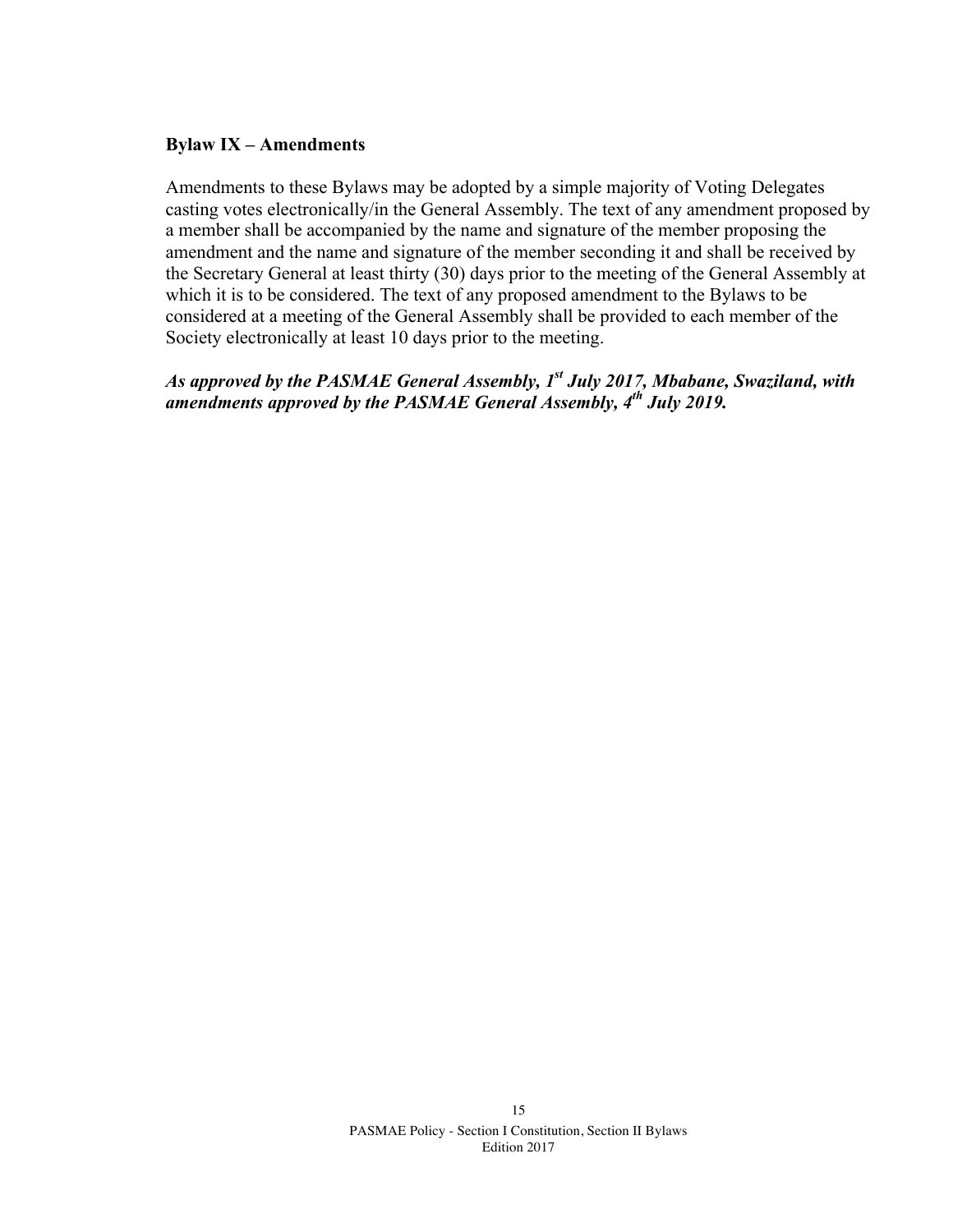**Bylaw IX – Amendments**

Amendments to these Bylaws may be adopted by a simple majority of Voting Delegates casting votes electronically/in the General Assembly. The text of any amendment proposed by a member shall be accompanied by the name and signature of the member proposing the amendment and the name and signature of the member seconding it and shall be received by the Secretary General at least thirty (30) days prior to the meeting of the General Assembly at which it is to be considered. The text of any proposed amendment to the Bylaws to be considered at a meeting of the General Assembly shall be provided to each member of the Society electronically at least 10 days prior to the meeting.

***As approved by the PASMAE General Assembly, 1st July 2017, Mbabane, Swaziland, with amendments approved by the PASMAE General Assembly, 4th July 2019.***